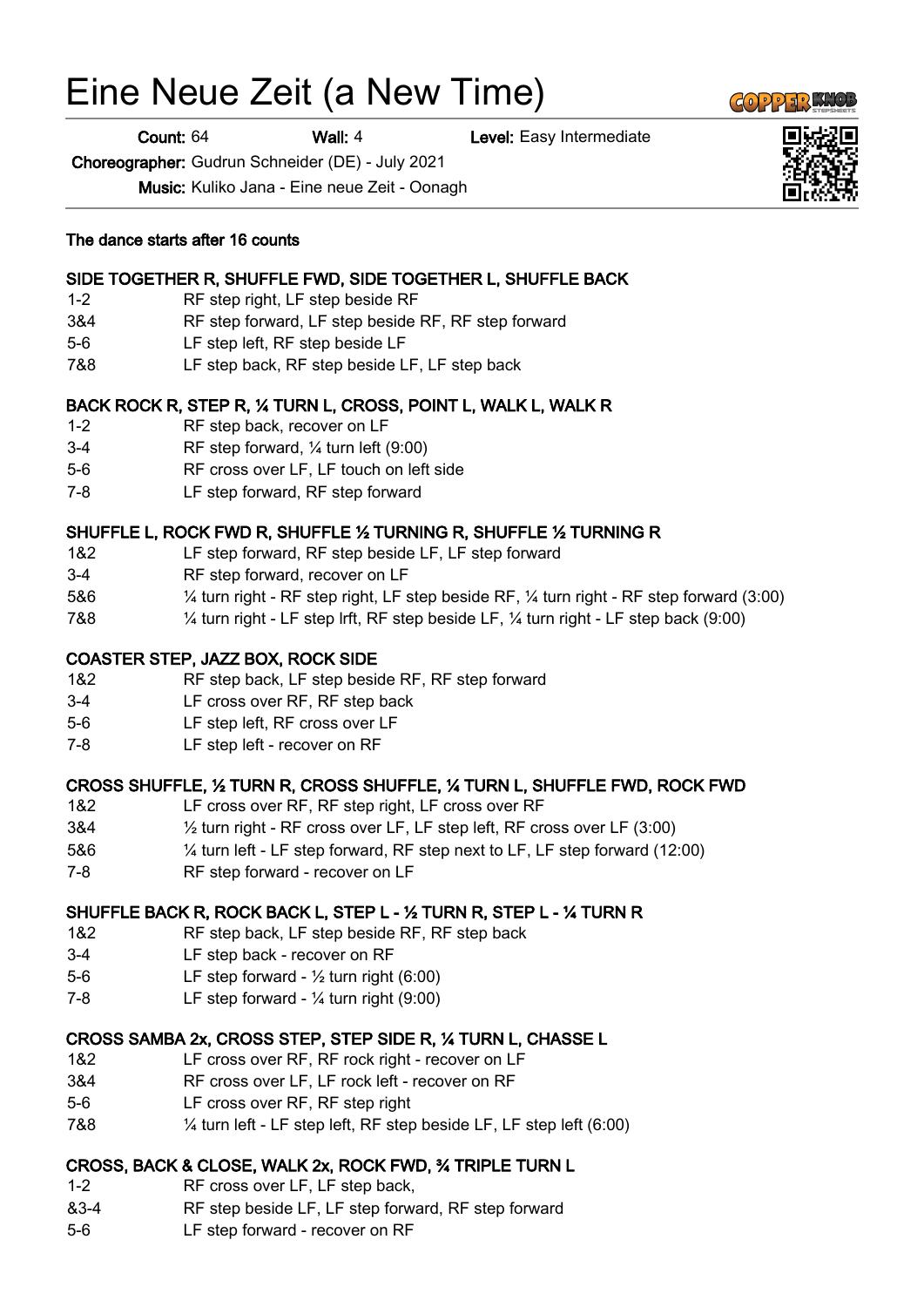# Eine Neue Zeit (a New Time)

**Count:** 64 **Wall:** 4 **Level:** Easy Intermediate

**Choreographer:** Gudrun Schneider (DE) - July 2021

**Music:** Kuliko Jana - Eine neue Zeit - Oonagh

**The dance starts after 16 counts**

**SIDE TOGETHER R, SHUFFLE FWD, SIDE TOGETHER L, SHUFFLE BACK**

| | |
|---|---|
| 1-2 | RF step right, LF step beside RF |
| 3&4 | RF step forward, LF step beside RF, RF step forward |
| 5-6 | LF step left, RF step beside LF |
| 7&8 | LF step back, RF step beside LF, LF step back |

**BACK ROCK R, STEP R, ¼ TURN L, CROSS, POINT L, WALK L, WALK R**

| | |
|---|---|
| 1-2 | RF step back, recover on LF |
| 3-4 | RF step forward, ¼ turn left (9:00) |
| 5-6 | RF cross over LF, LF touch on left side |
| 7-8 | LF step forward, RF step forward |

**SHUFFLE L, ROCK FWD R, SHUFFLE ½ TURNING R, SHUFFLE ½ TURNING R**

| | |
|---|---|
| 1&2 | LF step forward, RF step beside LF, LF step forward |
| 3-4 | RF step forward, recover on LF |
| 5&6 | ¼ turn right - RF step right, LF step beside RF, ¼ turn right - RF step forward (3:00) |
| 7&8 | ¼ turn right - LF step lrft, RF step beside LF, ¼ turn right - LF step back (9:00) |

**COASTER STEP, JAZZ BOX, ROCK SIDE**

| | |
|---|---|
| 1&2 | RF step back, LF step beside RF, RF step forward |
| 3-4 | LF cross over RF, RF step back |
| 5-6 | LF step left, RF cross over LF |
| 7-8 | LF step left - recover on RF |

**CROSS SHUFFLE, ½ TURN R, CROSS SHUFFLE, ¼ TURN L, SHUFFLE FWD, ROCK FWD**

| | |
|---|---|
| 1&2 | LF cross over RF, RF step right, LF cross over RF |
| 3&4 | ½ turn right - RF cross over LF, LF step left, RF cross over LF (3:00) |
| 5&6 | ¼ turn left - LF step forward, RF step next to LF, LF step forward (12:00) |
| 7-8 | RF step forward - recover on LF |

**SHUFFLE BACK R, ROCK BACK L, STEP L - ½ TURN R, STEP L - ¼ TURN R**

| | |
|---|---|
| 1&2 | RF step back, LF step beside RF, RF step back |
| 3-4 | LF step back - recover on RF |
| 5-6 | LF step forward - ½ turn right (6:00) |
| 7-8 | LF step forward - ¼ turn right (9:00) |

**CROSS SAMBA 2x, CROSS STEP, STEP SIDE R, ¼ TURN L, CHASSE L**

| | |
|---|---|
| 1&2 | LF cross over RF, RF rock right - recover on LF |
| 3&4 | RF cross over LF, LF rock left - recover on RF |
| 5-6 | LF cross over RF, RF step right |
| 7&8 | ¼ turn left - LF step left, RF step beside LF, LF step left (6:00) |

**CROSS, BACK & CLOSE, WALK 2x, ROCK FWD, ¾ TRIPLE TURN L**

| | |
|---|---|
| 1-2 | RF cross over LF, LF step back, |
| &3-4 | RF step beside LF, LF step forward, RF step forward |
| 5-6 | LF step forward - recover on RF |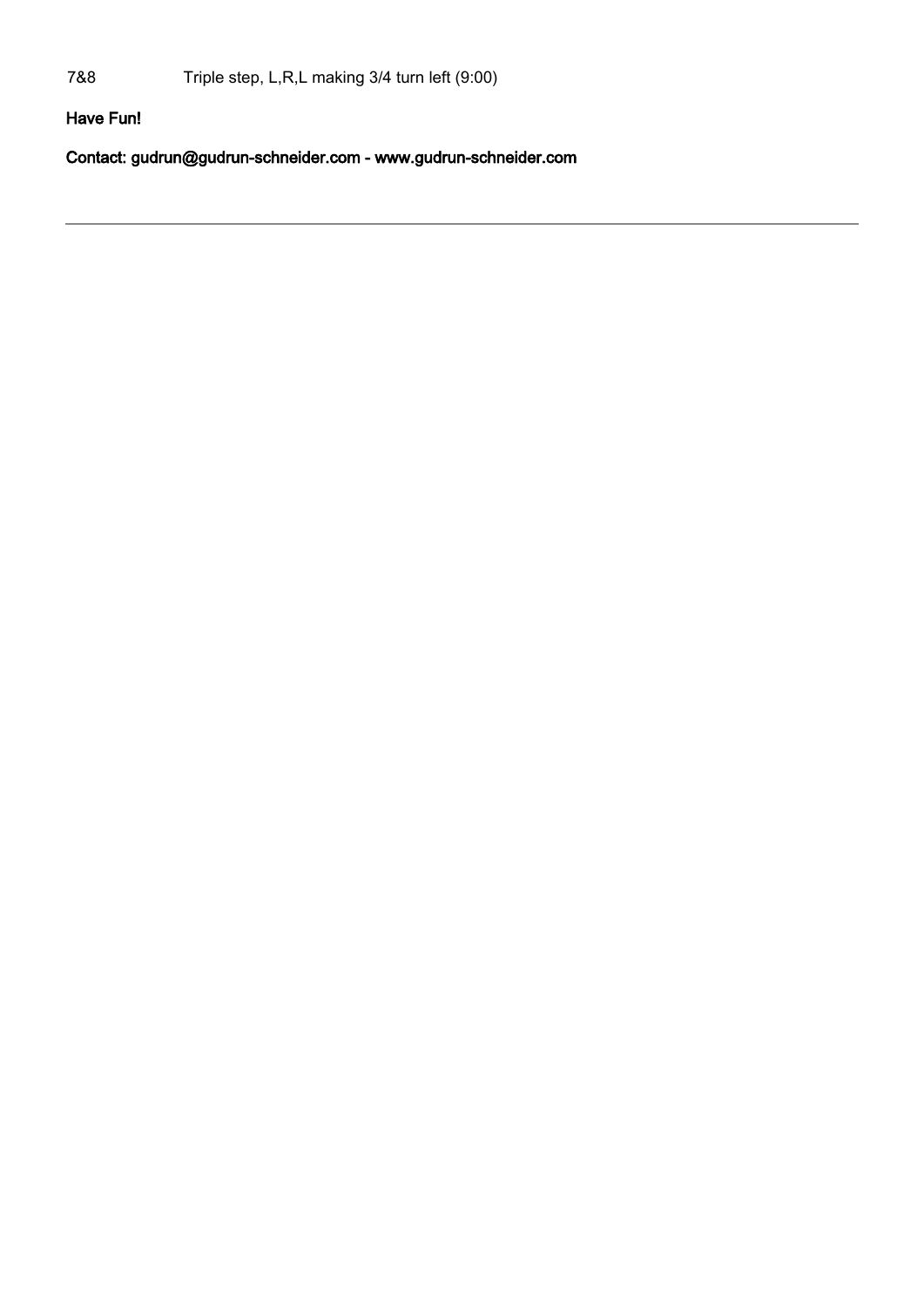7&8 Triple step, L,R,L making 3/4 turn left (9:00)

**Have Fun!**

**Contact: gudrun@gudrun-schneider.com - www.gudrun-schneider.com**

---